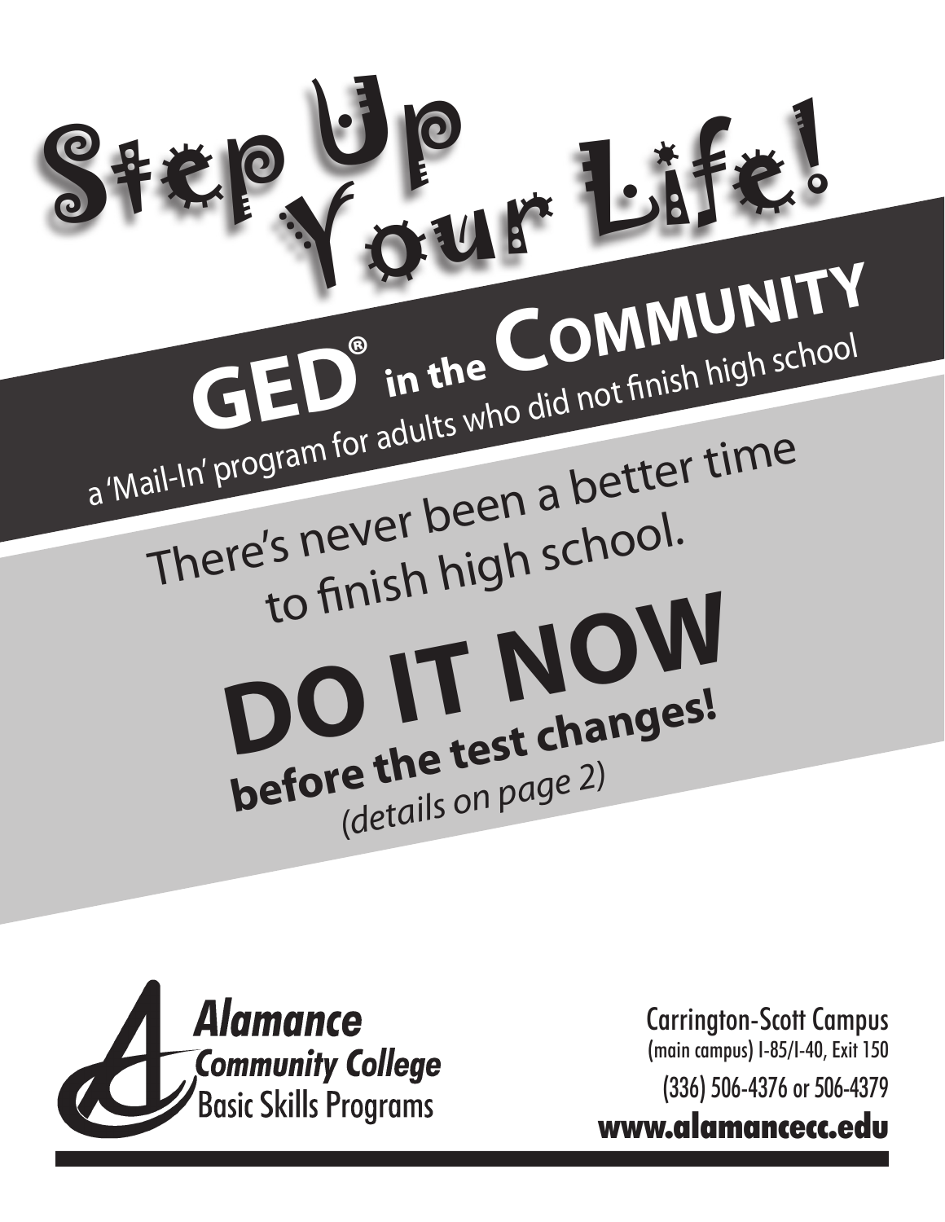# Step Up Your Life!

## GED® in the COMMUNITY

a 'Mail-In' program for adults who did not finish high school

There's never been a better time to finish high school.

# DO IT NOW

**before the test changes!**

*(details on page 2)*

**Alamance Community College**
Basic Skills Programs

Carrington-Scott Campus
(main campus) I-85/I-40, Exit 150
(336) 506-4376 or 506-4379
**www.alamancecc.edu**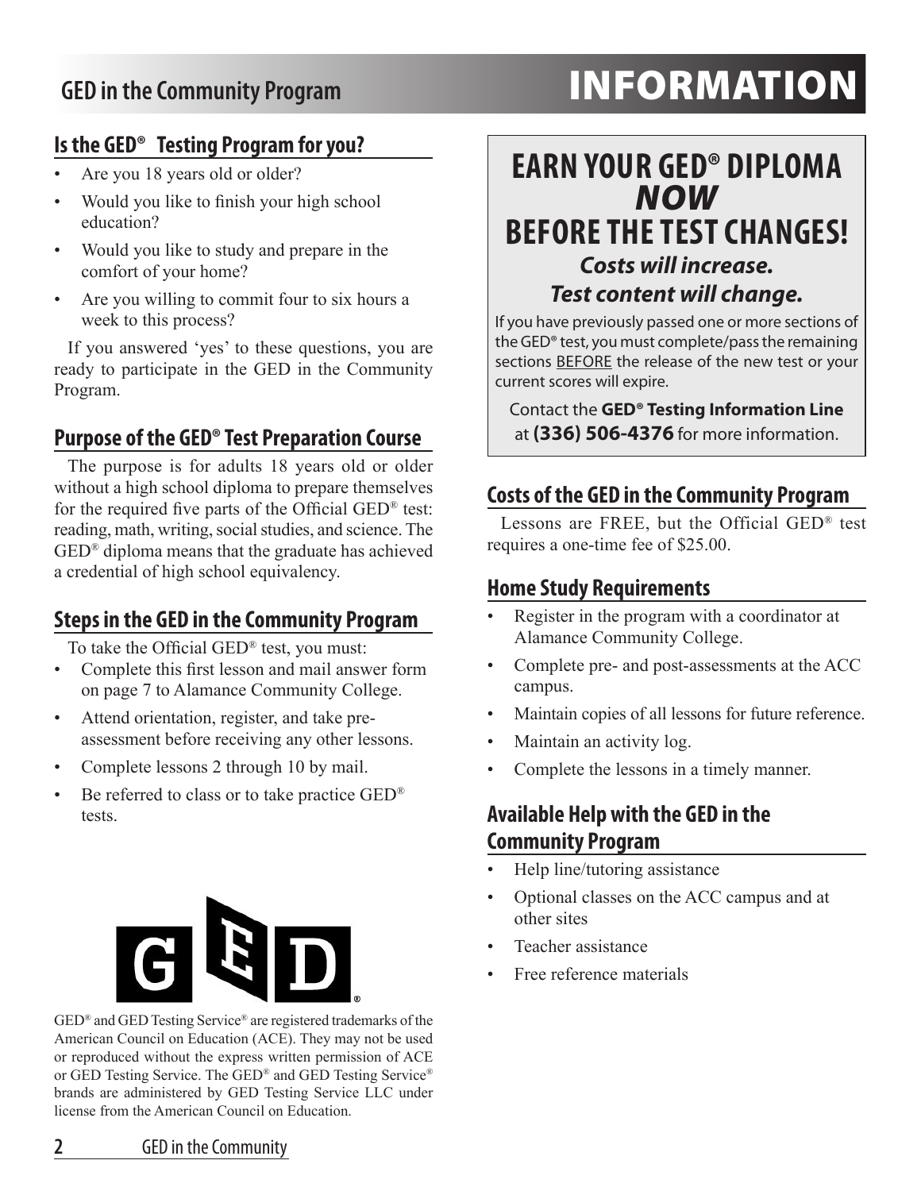# GED in the Community Program INFORMATION

## Is the GED® Testing Program for you?

- Are you 18 years old or older?
- Would you like to finish your high school education?
- Would you like to study and prepare in the comfort of your home?
- Are you willing to commit four to six hours a week to this process?

If you answered 'yes' to these questions, you are ready to participate in the GED in the Community Program.

## Purpose of the GED® Test Preparation Course

The purpose is for adults 18 years old or older without a high school diploma to prepare themselves for the required five parts of the Official GED® test: reading, math, writing, social studies, and science. The GED® diploma means that the graduate has achieved a credential of high school equivalency.

## Steps in the GED in the Community Program

To take the Official GED® test, you must:

- Complete this first lesson and mail answer form on page 7 to Alamance Community College.
- Attend orientation, register, and take pre-assessment before receiving any other lessons.
- Complete lessons 2 through 10 by mail.
- Be referred to class or to take practice GED® tests.

GED® and GED Testing Service® are registered trademarks of the American Council on Education (ACE). They may not be used or reproduced without the express written permission of ACE or GED Testing Service. The GED® and GED Testing Service® brands are administered by GED Testing Service LLC under license from the American Council on Education.

## EARN YOUR GED® DIPLOMA *NOW* BEFORE THE TEST CHANGES!

***Costs will increase.***
***Test content will change.***

If you have previously passed one or more sections of the GED® test, you must complete/pass the remaining sections BEFORE the release of the new test or your current scores will expire.

Contact the **GED® Testing Information Line** at **(336) 506-4376** for more information.

## Costs of the GED in the Community Program

Lessons are FREE, but the Official GED® test requires a one-time fee of $25.00.

## Home Study Requirements

- Register in the program with a coordinator at Alamance Community College.
- Complete pre- and post-assessments at the ACC campus.
- Maintain copies of all lessons for future reference.
- Maintain an activity log.
- Complete the lessons in a timely manner.

## Available Help with the GED in the Community Program

- Help line/tutoring assistance
- Optional classes on the ACC campus and at other sites
- Teacher assistance
- Free reference materials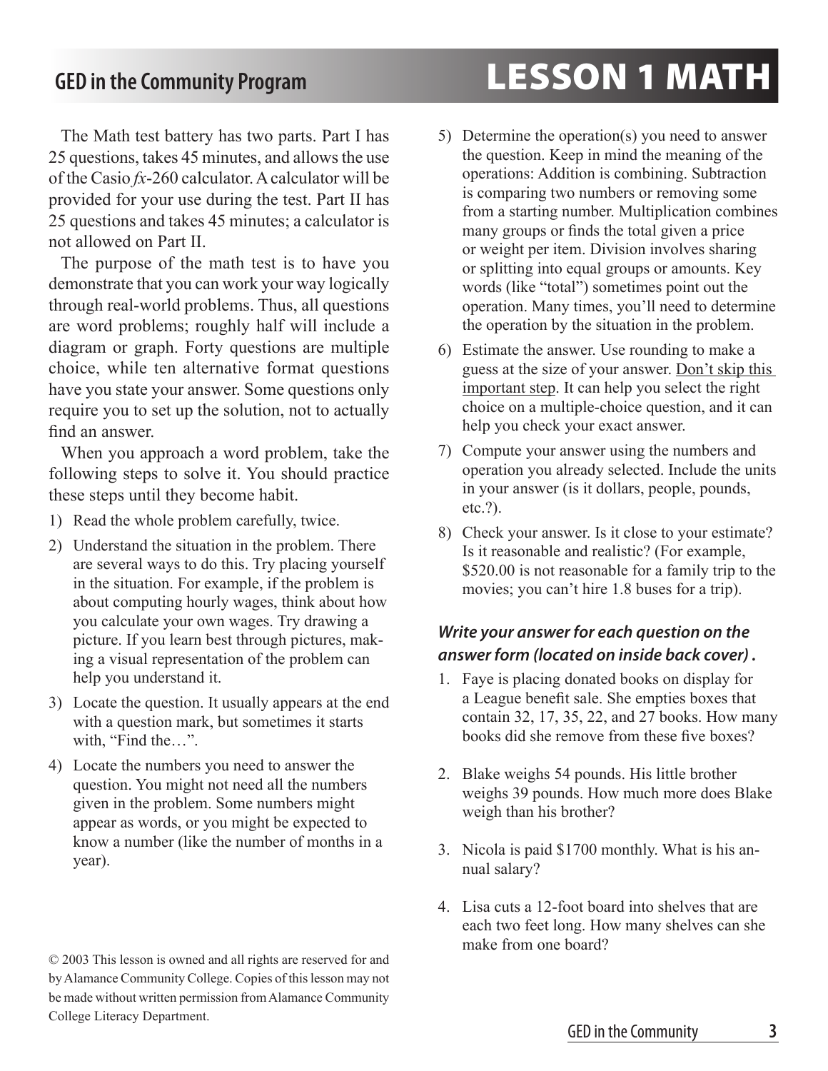# LESSON 1 MATH

The Math test battery has two parts. Part I has 25 questions, takes 45 minutes, and allows the use of the Casio *fx*-260 calculator. A calculator will be provided for your use during the test. Part II has 25 questions and takes 45 minutes; a calculator is not allowed on Part II.

The purpose of the math test is to have you demonstrate that you can work your way logically through real-world problems. Thus, all questions are word problems; roughly half will include a diagram or graph. Forty questions are multiple choice, while ten alternative format questions have you state your answer. Some questions only require you to set up the solution, not to actually find an answer.

When you approach a word problem, take the following steps to solve it. You should practice these steps until they become habit.

1) Read the whole problem carefully, twice.
2) Understand the situation in the problem. There are several ways to do this. Try placing yourself in the situation. For example, if the problem is about computing hourly wages, think about how you calculate your own wages. Try drawing a picture. If you learn best through pictures, making a visual representation of the problem can help you understand it.
3) Locate the question. It usually appears at the end with a question mark, but sometimes it starts with, "Find the…".
4) Locate the numbers you need to answer the question. You might not need all the numbers given in the problem. Some numbers might appear as words, or you might be expected to know a number (like the number of months in a year).
5) Determine the operation(s) you need to answer the question. Keep in mind the meaning of the operations: Addition is combining. Subtraction is comparing two numbers or removing some from a starting number. Multiplication combines many groups or finds the total given a price or weight per item. Division involves sharing or splitting into equal groups or amounts. Key words (like "total") sometimes point out the operation. Many times, you'll need to determine the operation by the situation in the problem.
6) Estimate the answer. Use rounding to make a guess at the size of your answer. <u>Don't skip this important step</u>. It can help you select the right choice on a multiple-choice question, and it can help you check your exact answer.
7) Compute your answer using the numbers and operation you already selected. Include the units in your answer (is it dollars, people, pounds, etc.?).
8) Check your answer. Is it close to your estimate? Is it reasonable and realistic? (For example, $520.00 is not reasonable for a family trip to the movies; you can't hire 1.8 buses for a trip).

***Write your answer for each question on the answer form (located on inside back cover) .***

1. Faye is placing donated books on display for a League benefit sale. She empties boxes that contain 32, 17, 35, 22, and 27 books. How many books did she remove from these five boxes?
2. Blake weighs 54 pounds. His little brother weighs 39 pounds. How much more does Blake weigh than his brother?
3. Nicola is paid $1700 monthly. What is his annual salary?
4. Lisa cuts a 12-foot board into shelves that are each two feet long. How many shelves can she make from one board?

© 2003 This lesson is owned and all rights are reserved for and by Alamance Community College. Copies of this lesson may not be made without written permission from Alamance Community College Literacy Department.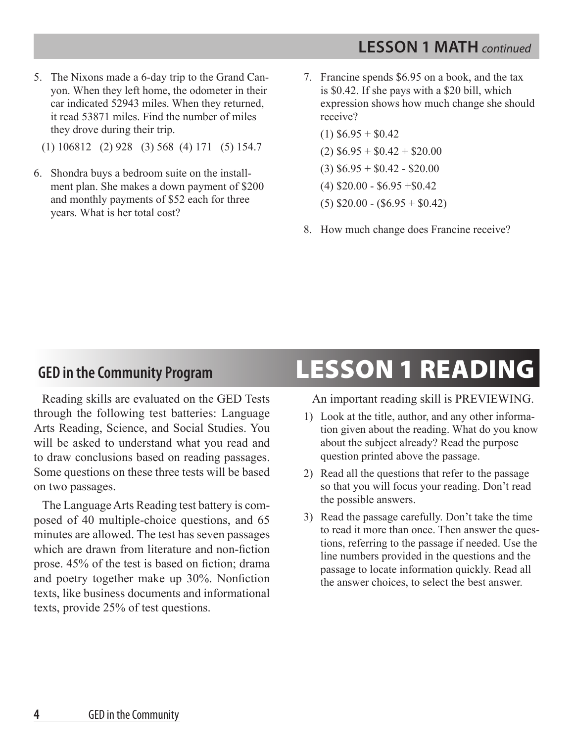## LESSON 1 MATH *continued*

5. The Nixons made a 6-day trip to the Grand Canyon. When they left home, the odometer in their car indicated 52943 miles. When they returned, it read 53871 miles. Find the number of miles they drove during their trip.

   (1) 106812 (2) 928 (3) 568 (4) 171 (5) 154.7

6. Shondra buys a bedroom suite on the installment plan. She makes a down payment of $200 and monthly payments of $52 each for three years. What is her total cost?

7. Francine spends $6.95 on a book, and the tax is $0.42. If she pays with a $20 bill, which expression shows how much change she should receive?

   (1) $6.95 + $0.42

   (2) $6.95 + $0.42 + $20.00

   (3) $6.95 + $0.42 - $20.00

   (4) $20.00 - $6.95 +$0.42

   (5) $20.00 - ($6.95 + $0.42)

8. How much change does Francine receive?

## GED in the Community Program

# LESSON 1 READING

Reading skills are evaluated on the GED Tests through the following test batteries: Language Arts Reading, Science, and Social Studies. You will be asked to understand what you read and to draw conclusions based on reading passages. Some questions on these three tests will be based on two passages.

The Language Arts Reading test battery is composed of 40 multiple-choice questions, and 65 minutes are allowed. The test has seven passages which are drawn from literature and non-fiction prose. 45% of the test is based on fiction; drama and poetry together make up 30%. Nonfiction texts, like business documents and informational texts, provide 25% of test questions.

An important reading skill is PREVIEWING.

1) Look at the title, author, and any other information given about the reading. What do you know about the subject already? Read the purpose question printed above the passage.
2) Read all the questions that refer to the passage so that you will focus your reading. Don't read the possible answers.
3) Read the passage carefully. Don't take the time to read it more than once. Then answer the questions, referring to the passage if needed. Use the line numbers provided in the questions and the passage to locate information quickly. Read all the answer choices, to select the best answer.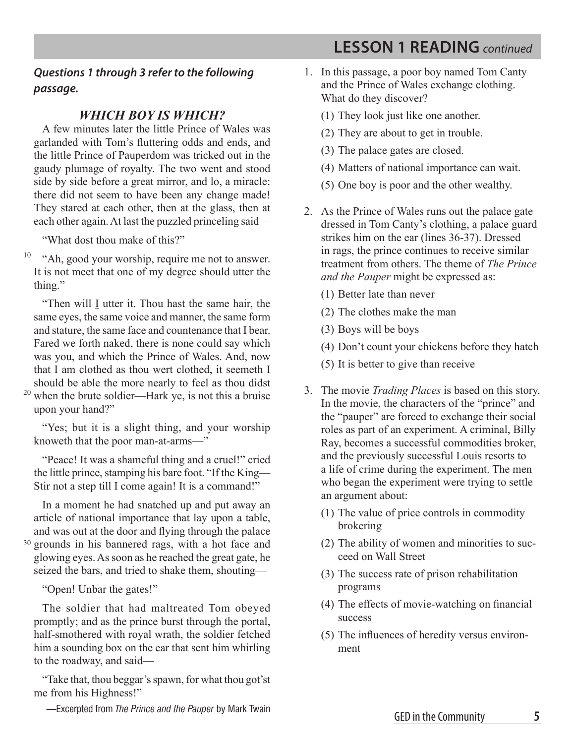## LESSON 1 READING *continued*

***Questions 1 through 3 refer to the following passage.***

### *WHICH BOY IS WHICH?*

A few minutes later the little Prince of Wales was garlanded with Tom's fluttering odds and ends, and the little Prince of Pauperdom was tricked out in the gaudy plumage of royalty. The two went and stood side by side before a great mirror, and lo, a miracle: there did not seem to have been any change made! They stared at each other, then at the glass, then at each other again. At last the puzzled princeling said—

"What dost thou make of this?"

"Ah, good your worship, require me not to answer. It is not meet that one of my degree should utter the thing."

"Then will I utter it. Thou hast the same hair, the same eyes, the same voice and manner, the same form and stature, the same face and countenance that I bear. Fared we forth naked, there is none could say which was you, and which the Prince of Wales. And, now that I am clothed as thou wert clothed, it seemeth I should be able the more nearly to feel as thou didst when the brute soldier—Hark ye, is not this a bruise upon your hand?"

"Yes; but it is a slight thing, and your worship knoweth that the poor man-at-arms—"

"Peace! It was a shameful thing and a cruel!" cried the little prince, stamping his bare foot. "If the King—Stir not a step till I come again! It is a command!"

In a moment he had snatched up and put away an article of national importance that lay upon a table, and was out at the door and flying through the palace grounds in his bannered rags, with a hot face and glowing eyes. As soon as he reached the great gate, he seized the bars, and tried to shake them, shouting—

"Open! Unbar the gates!"

The soldier that had maltreated Tom obeyed promptly; and as the prince burst through the portal, half-smothered with royal wrath, the soldier fetched him a sounding box on the ear that sent him whirling to the roadway, and said—

"Take that, thou beggar's spawn, for what thou got'st me from his Highness!"

—Excerpted from *The Prince and the Pauper* by Mark Twain

1. In this passage, a poor boy named Tom Canty and the Prince of Wales exchange clothing. What do they discover?
   (1) They look just like one another.
   (2) They are about to get in trouble.
   (3) The palace gates are closed.
   (4) Matters of national importance can wait.
   (5) One boy is poor and the other wealthy.

2. As the Prince of Wales runs out the palace gate dressed in Tom Canty's clothing, a palace guard strikes him on the ear (lines 36-37). Dressed in rags, the prince continues to receive similar treatment from others. The theme of *The Prince and the Pauper* might be expressed as:
   (1) Better late than never
   (2) The clothes make the man
   (3) Boys will be boys
   (4) Don't count your chickens before they hatch
   (5) It is better to give than receive

3. The movie *Trading Places* is based on this story. In the movie, the characters of the "prince" and the "pauper" are forced to exchange their social roles as part of an experiment. A criminal, Billy Ray, becomes a successful commodities broker, and the previously successful Louis resorts to a life of crime during the experiment. The men who began the experiment were trying to settle an argument about:
   (1) The value of price controls in commodity brokering
   (2) The ability of women and minorities to succeed on Wall Street
   (3) The success rate of prison rehabilitation programs
   (4) The effects of movie-watching on financial success
   (5) The influences of heredity versus environment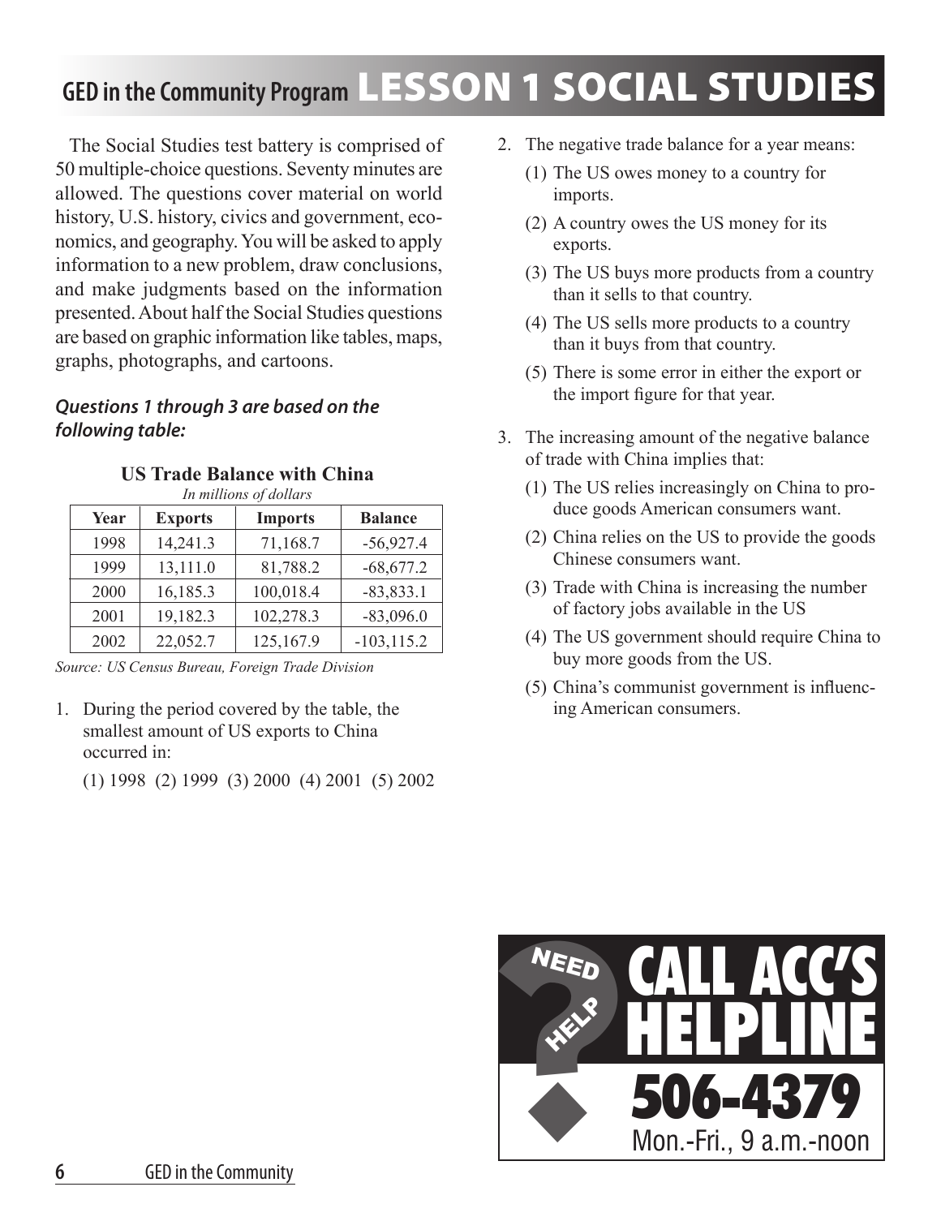# LESSON 1 SOCIAL STUDIES

The Social Studies test battery is comprised of 50 multiple-choice questions. Seventy minutes are allowed. The questions cover material on world history, U.S. history, civics and government, economics, and geography. You will be asked to apply information to a new problem, draw conclusions, and make judgments based on the information presented. About half the Social Studies questions are based on graphic information like tables, maps, graphs, photographs, and cartoons.

***Questions 1 through 3 are based on the following table:***

**US Trade Balance with China**

*In millions of dollars*

| Year | Exports | Imports | Balance |
|---|---|---|---|
| 1998 | 14,241.3 | 71,168.7 | -56,927.4 |
| 1999 | 13,111.0 | 81,788.2 | -68,677.2 |
| 2000 | 16,185.3 | 100,018.4 | -83,833.1 |
| 2001 | 19,182.3 | 102,278.3 | -83,096.0 |
| 2002 | 22,052.7 | 125,167.9 | -103,115.2 |

*Source: US Census Bureau, Foreign Trade Division*

1. During the period covered by the table, the smallest amount of US exports to China occurred in:

   (1) 1998 (2) 1999 (3) 2000 (4) 2001 (5) 2002

2. The negative trade balance for a year means:

   (1) The US owes money to a country for imports.

   (2) A country owes the US money for its exports.

   (3) The US buys more products from a country than it sells to that country.

   (4) The US sells more products to a country than it buys from that country.

   (5) There is some error in either the export or the import figure for that year.

3. The increasing amount of the negative balance of trade with China implies that:

   (1) The US relies increasingly on China to produce goods American consumers want.

   (2) China relies on the US to provide the goods Chinese consumers want.

   (3) Trade with China is increasing the number of factory jobs available in the US

   (4) The US government should require China to buy more goods from the US.

   (5) China's communist government is influencing American consumers.

NEED HELP? CALL ACC'S HELPLINE 506-4379 Mon.-Fri., 9 a.m.-noon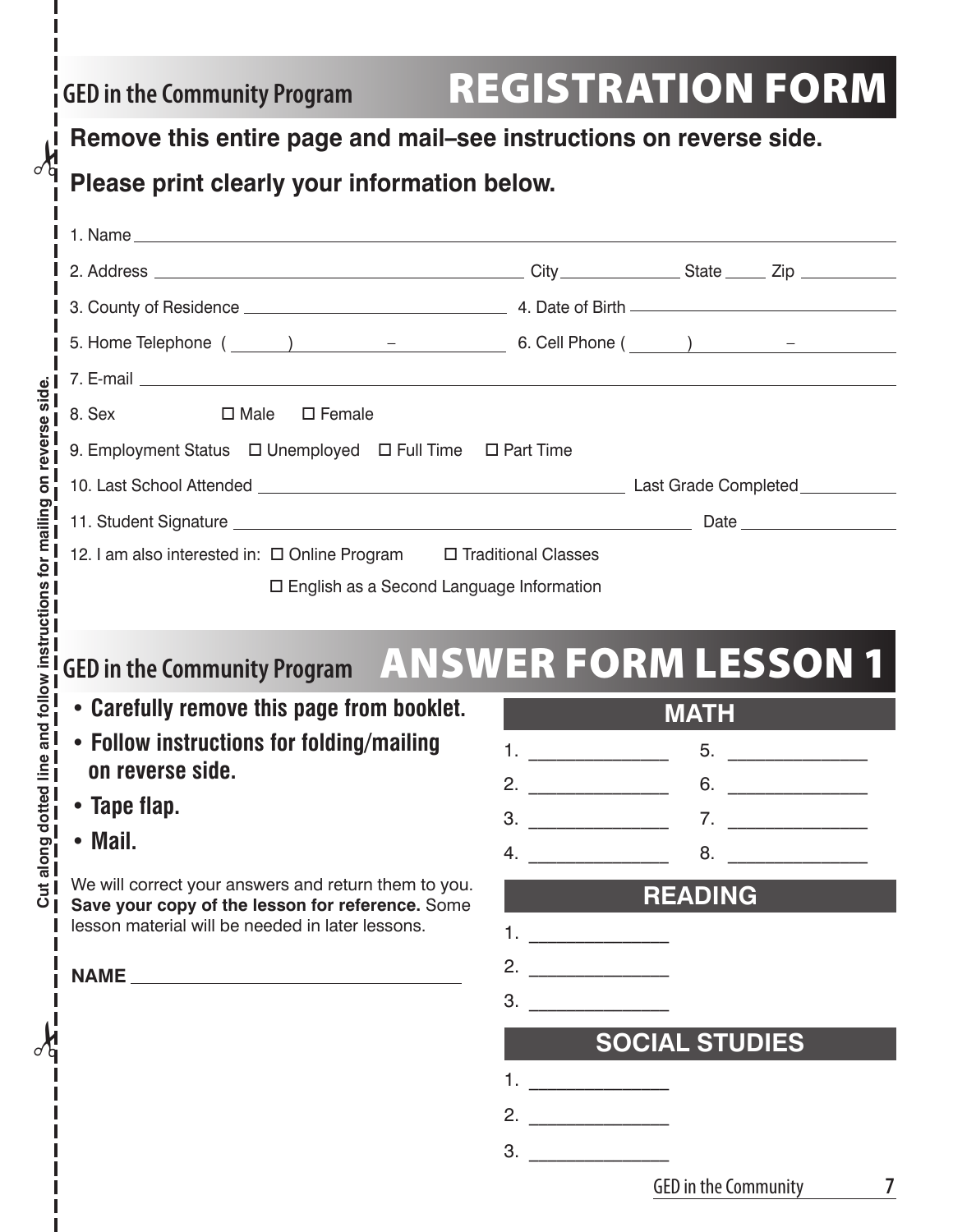GED in the Community Program

# REGISTRATION FORM

**Remove this entire page and mail–see instructions on reverse side.**

**Please print clearly your information below.**

1. Name ______________________________________________

2. Address ______________________ City __________ State _____ Zip __________

3. County of Residence __________________ 4. Date of Birth __________________

5. Home Telephone ( ______ ) ______ – ______ 6. Cell Phone ( ______ ) ______ – ______

7. E-mail ______________________________________________

8. Sex ☐ Male ☐ Female

9. Employment Status ☐ Unemployed ☐ Full Time ☐ Part Time

10. Last School Attended ______________________ Last Grade Completed __________

11. Student Signature ______________________ Date __________

12. I am also interested in: ☐ Online Program ☐ Traditional Classes

☐ English as a Second Language Information

Cut along dotted line and follow instructions for mailing on reverse side.

GED in the Community Program

# ANSWER FORM LESSON 1

- **Carefully remove this page from booklet.**
- **Follow instructions for folding/mailing on reverse side.**
- **Tape flap.**
- **Mail.**

We will correct your answers and return them to you. **Save your copy of the lesson for reference.** Some lesson material will be needed in later lessons.

**NAME** ______________________________

## MATH

1. ______________
2. ______________
3. ______________
4. ______________
5. ______________
6. ______________
7. ______________
8. ______________

## READING

1. ______________
2. ______________
3. ______________

## SOCIAL STUDIES

1. ______________
2. ______________
3. ______________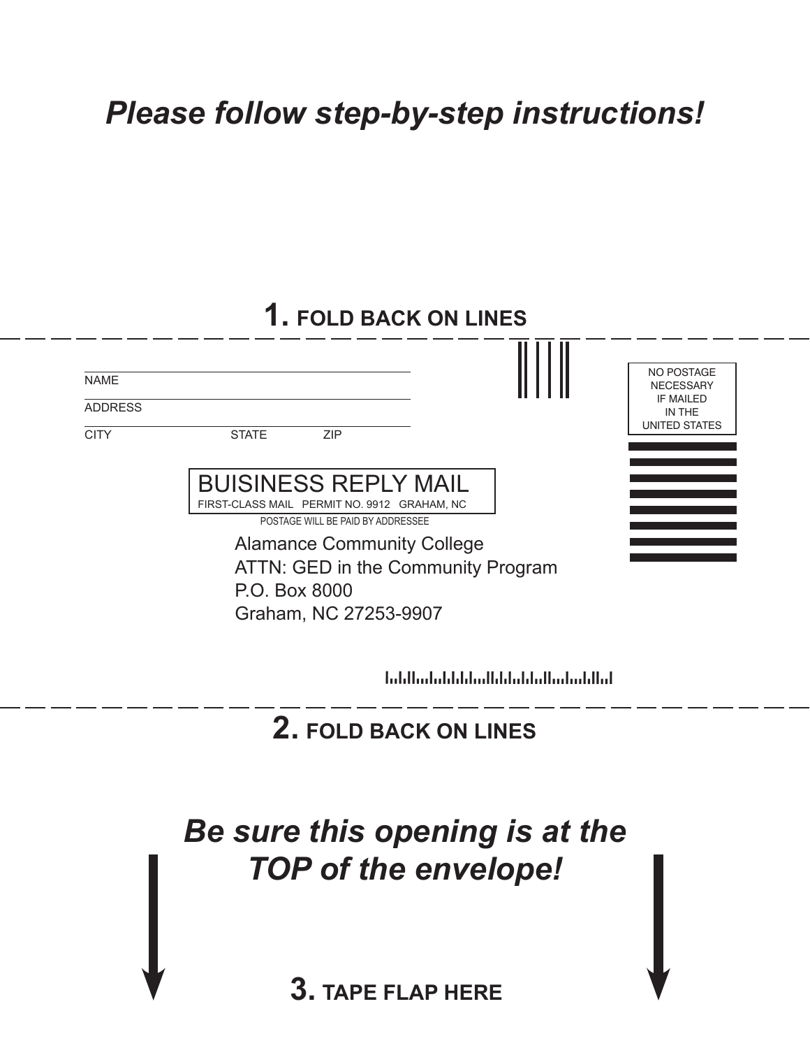## *Please follow step-by-step instructions!*

**1.** **FOLD BACK ON LINES**

NAME

ADDRESS

CITY STATE ZIP

NO POSTAGE NECESSARY IF MAILED IN THE UNITED STATES

BUISINESS REPLY MAIL

FIRST-CLASS MAIL PERMIT NO. 9912 GRAHAM, NC

POSTAGE WILL BE PAID BY ADDRESSEE

Alamance Community College
ATTN: GED in the Community Program
P.O. Box 8000
Graham, NC 27253-9907

**2.** **FOLD BACK ON LINES**

***Be sure this opening is at the TOP of the envelope!***

**3.** **TAPE FLAP HERE**